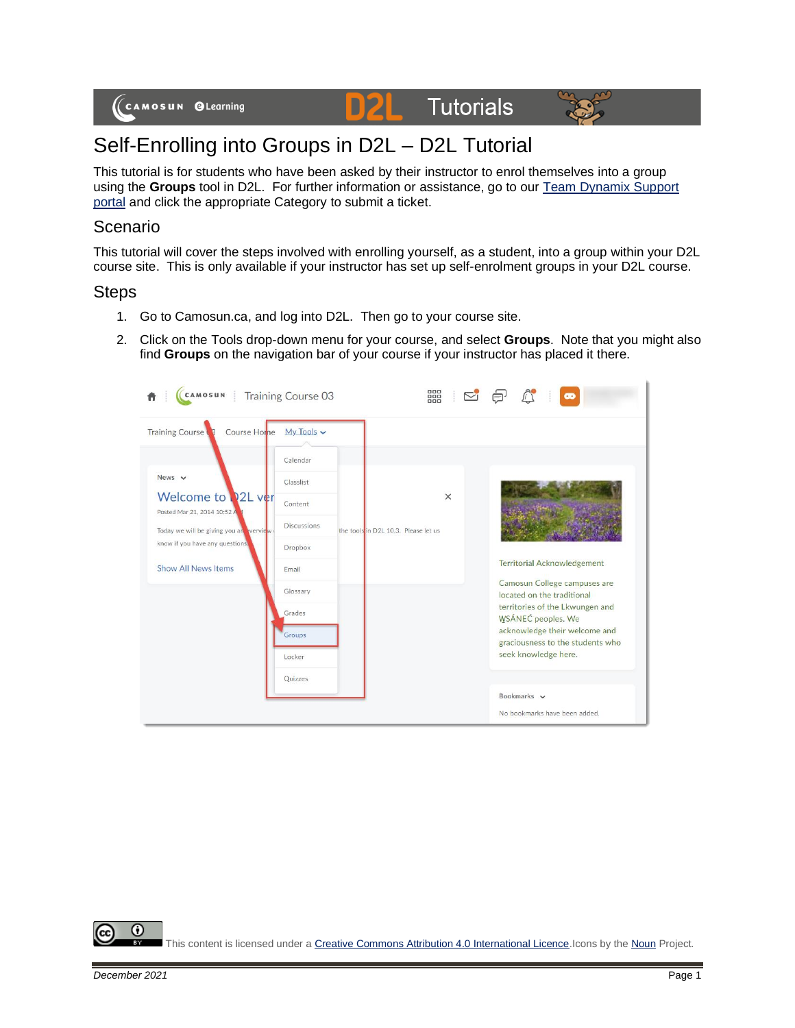# Self-Enrolling into Groups in D2L – D2L Tutorial

This tutorial is for students who have been asked by their instructor to enrol themselves into a group using the **Groups** tool in D2L. For further information or assistance, go to our [Team Dynamix Support portal]() and click the appropriate Category to submit a ticket.

## Scenario

This tutorial will cover the steps involved with enrolling yourself, as a student, into a group within your D2L course site. This is only available if your instructor has set up self-enrolment groups in your D2L course.

## Steps

1. Go to Camosun.ca, and log into D2L. Then go to your course site.
2. Click on the Tools drop-down menu for your course, and select **Groups**. Note that you might also find **Groups** on the navigation bar of your course if your instructor has placed it there.

This content is licensed under a [Creative Commons Attribution 4.0 International Licence](). Icons by the [Noun]() Project.

December 2021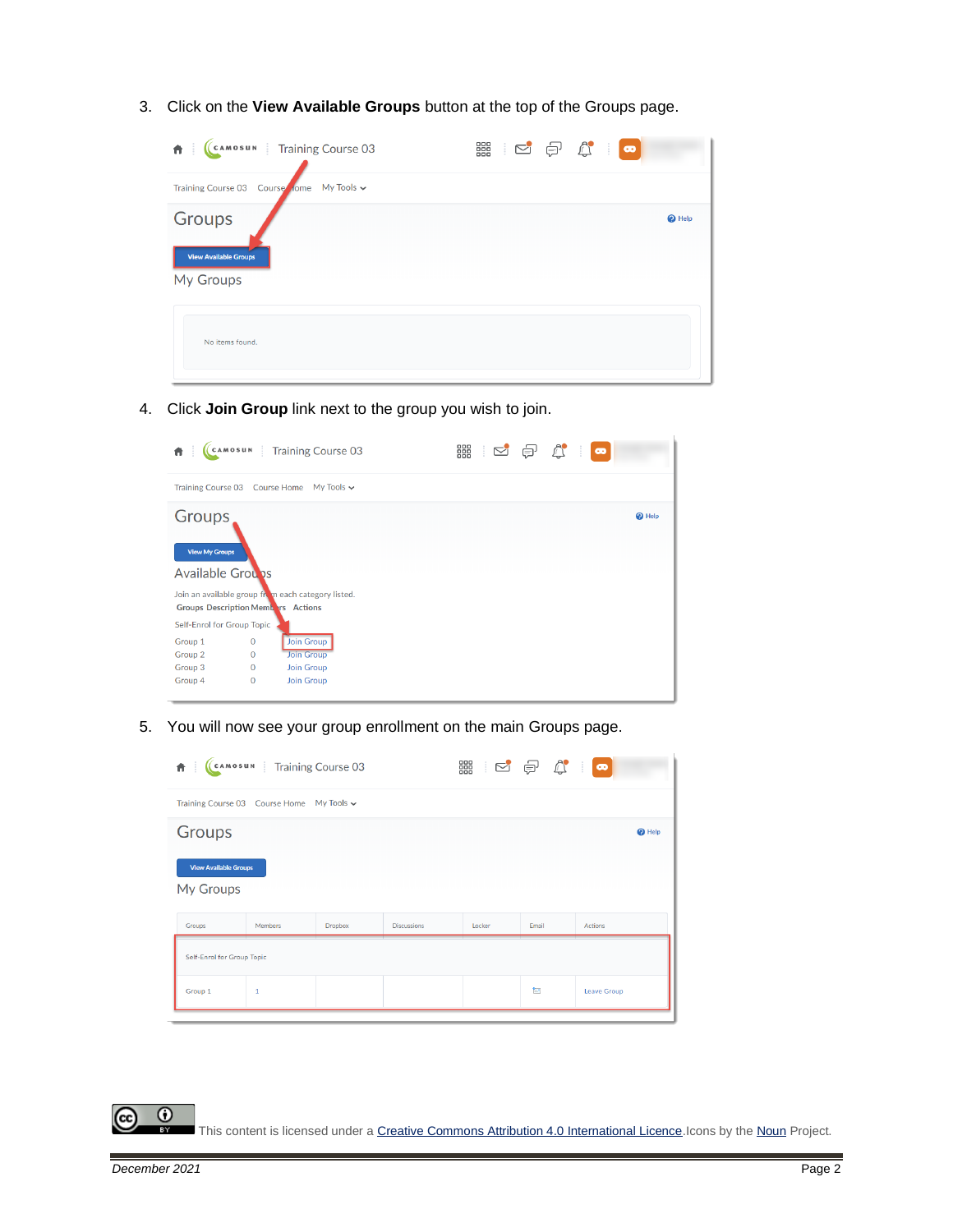3. Click on the **View Available Groups** button at the top of the Groups page.

4. Click **Join Group** link next to the group you wish to join.

5. You will now see your group enrollment on the main Groups page.

This content is licensed under a Creative Commons Attribution 4.0 International Licence. Icons by the Noun Project.

*December 2021*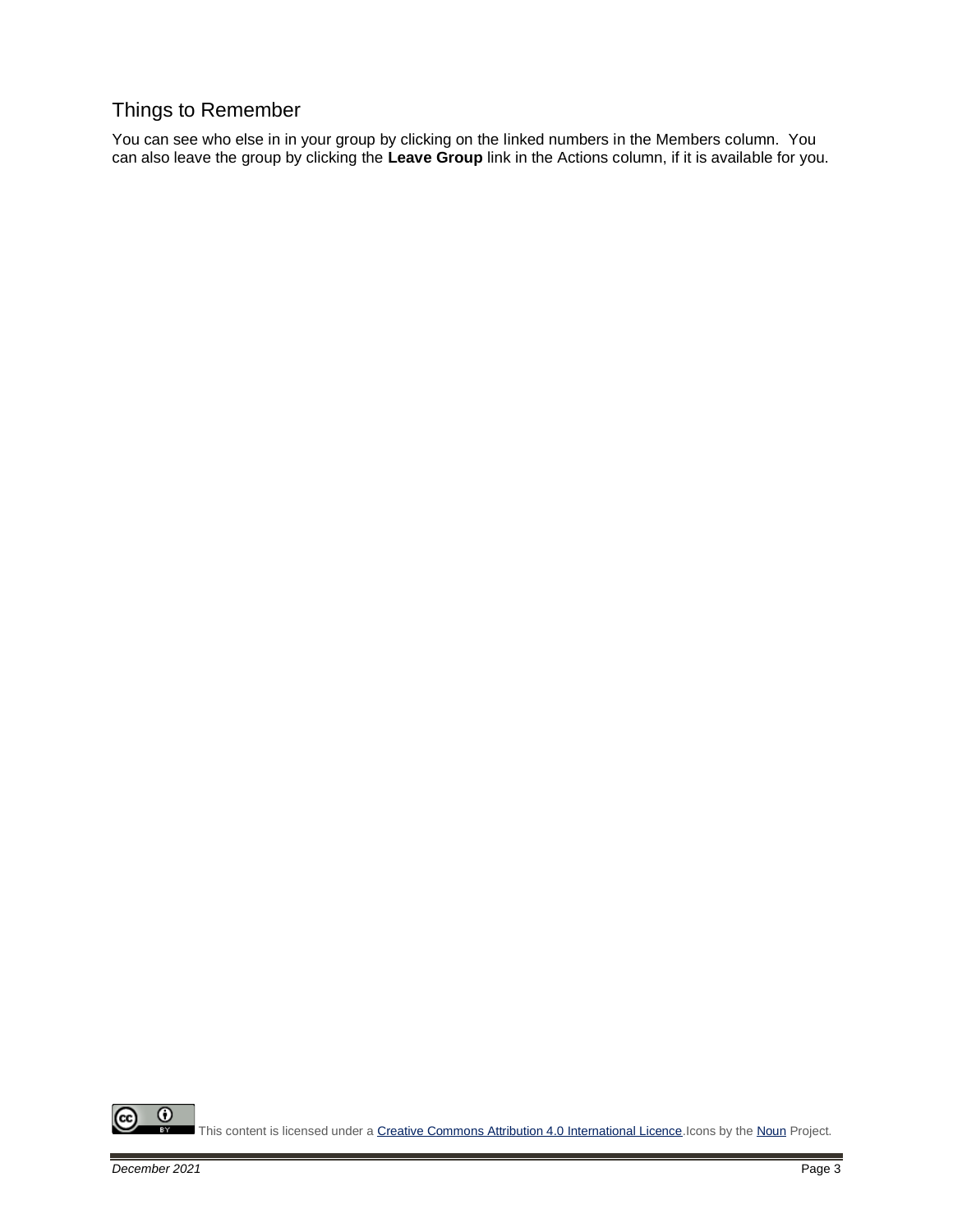## Things to Remember

You can see who else in in your group by clicking on the linked numbers in the Members column. You can also leave the group by clicking the **Leave Group** link in the Actions column, if it is available for you.

This content is licensed under a [Creative Commons Attribution 4.0 International Licence](https://creativecommons.org/licenses/by/4.0/).Icons by the [Noun](https://thenounproject.com/) Project.